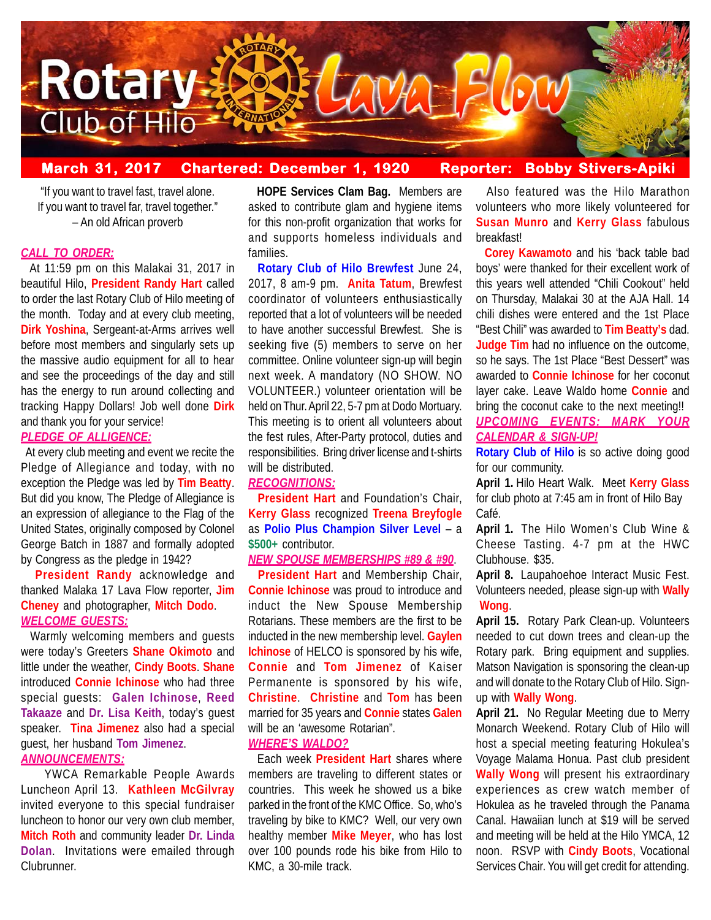# Rotary Club of Hilo Lava Flow

**March 31, 2017 Chartered: December 1, 1920 Reporter: Bobby Stivers-Apiki**

"If you want to travel fast, travel alone.
If you want to travel far, travel together."
– An old African proverb

### CALL TO ORDER:

At 11:59 pm on this Malakai 31, 2017 in beautiful Hilo, **President Randy Hart** called to order the last Rotary Club of Hilo meeting of the month. Today and at every club meeting, **Dirk Yoshina**, Sergeant-at-Arms arrives well before most members and singularly sets up the massive audio equipment for all to hear and see the proceedings of the day and still has the energy to run around collecting and tracking Happy Dollars! Job well done **Dirk** and thank you for your service!

### PLEDGE OF ALLIGENCE:

At every club meeting and event we recite the Pledge of Allegiance and today, with no exception the Pledge was led by **Tim Beatty**. But did you know, The Pledge of Allegiance is an expression of allegiance to the Flag of the United States, originally composed by Colonel George Batch in 1887 and formally adopted by Congress as the pledge in 1942?

**President Randy** acknowledge and thanked Malaka 17 Lava Flow reporter, **Jim Cheney** and photographer, **Mitch Dodo**.

### WELCOME GUESTS:

Warmly welcoming members and guests were today's Greeters **Shane Okimoto** and little under the weather, **Cindy Boots**. **Shane** introduced **Connie Ichinose** who had three special guests: **Galen Ichinose**, **Reed Takaaze** and **Dr. Lisa Keith**, today's guest speaker. **Tina Jimenez** also had a special guest, her husband **Tom Jimenez**.

### ANNOUNCEMENTS:

YWCA Remarkable People Awards Luncheon April 13. **Kathleen McGilvray** invited everyone to this special fundraiser luncheon to honor our very own club member, **Mitch Roth** and community leader **Dr. Linda Dolan**. Invitations were emailed through Clubrunner.

**HOPE Services Clam Bag.** Members are asked to contribute glam and hygiene items for this non-profit organization that works for and supports homeless individuals and families.

**Rotary Club of Hilo Brewfest** June 24, 2017, 8 am-9 pm. **Anita Tatum**, Brewfest coordinator of volunteers enthusiastically reported that a lot of volunteers will be needed to have another successful Brewfest. She is seeking five (5) members to serve on her committee. Online volunteer sign-up will begin next week. A mandatory (NO SHOW. NO VOLUNTEER.) volunteer orientation will be held on Thur. April 22, 5-7 pm at Dodo Mortuary. This meeting is to orient all volunteers about the fest rules, After-Party protocol, duties and responsibilities. Bring driver license and t-shirts will be distributed.

### RECOGNITIONS:

**President Hart** and Foundation's Chair, **Kerry Glass** recognized **Treena Breyfogle** as **Polio Plus Champion Silver Level** – a **$500+** contributor.

### NEW SPOUSE MEMBERSHIPS #89 & #90.

**President Hart** and Membership Chair, **Connie Ichinose** was proud to introduce and induct the New Spouse Membership Rotarians. These members are the first to be inducted in the new membership level. **Gaylen Ichinose** of HELCO is sponsored by his wife, **Connie** and **Tom Jimenez** of Kaiser Permanente is sponsored by his wife, **Christine**. **Christine** and **Tom** has been married for 35 years and **Connie** states **Galen** will be an 'awesome Rotarian".

### WHERE'S WALDO?

Each week **President Hart** shares where members are traveling to different states or countries. This week he showed us a bike parked in the front of the KMC Office. So, who's traveling by bike to KMC? Well, our very own healthy member **Mike Meyer**, who has lost over 100 pounds rode his bike from Hilo to KMC, a 30-mile track.

Also featured was the Hilo Marathon volunteers who more likely volunteered for **Susan Munro** and **Kerry Glass** fabulous breakfast!

**Corey Kawamoto** and his 'back table bad boys' were thanked for their excellent work of this years well attended "Chili Cookout" held on Thursday, Malakai 30 at the AJA Hall. 14 chili dishes were entered and the 1st Place "Best Chili" was awarded to **Tim Beatty's** dad. **Judge Tim** had no influence on the outcome, so he says. The 1st Place "Best Dessert" was awarded to **Connie Ichinose** for her coconut layer cake. Leave Waldo home **Connie** and bring the coconut cake to the next meeting!!

### UPCOMING EVENTS: MARK YOUR CALENDAR & SIGN-UP!

**Rotary Club of Hilo** is so active doing good for our community.

**April 1.** Hilo Heart Walk. Meet **Kerry Glass** for club photo at 7:45 am in front of Hilo Bay Café.

**April 1.** The Hilo Women's Club Wine & Cheese Tasting. 4-7 pm at the HWC Clubhouse. $35.

**April 8.** Laupahoehoe Interact Music Fest. Volunteers needed, please sign-up with **Wally Wong**.

**April 15.** Rotary Park Clean-up. Volunteers needed to cut down trees and clean-up the Rotary park. Bring equipment and supplies. Matson Navigation is sponsoring the clean-up and will donate to the Rotary Club of Hilo. Sign-up with **Wally Wong**.

**April 21.** No Regular Meeting due to Merry Monarch Weekend. Rotary Club of Hilo will host a special meeting featuring Hokulea's Voyage Malama Honua. Past club president **Wally Wong** will present his extraordinary experiences as crew watch member of Hokulea as he traveled through the Panama Canal. Hawaiian lunch at $19 will be served and meeting will be held at the Hilo YMCA, 12 noon. RSVP with **Cindy Boots**, Vocational Services Chair. You will get credit for attending.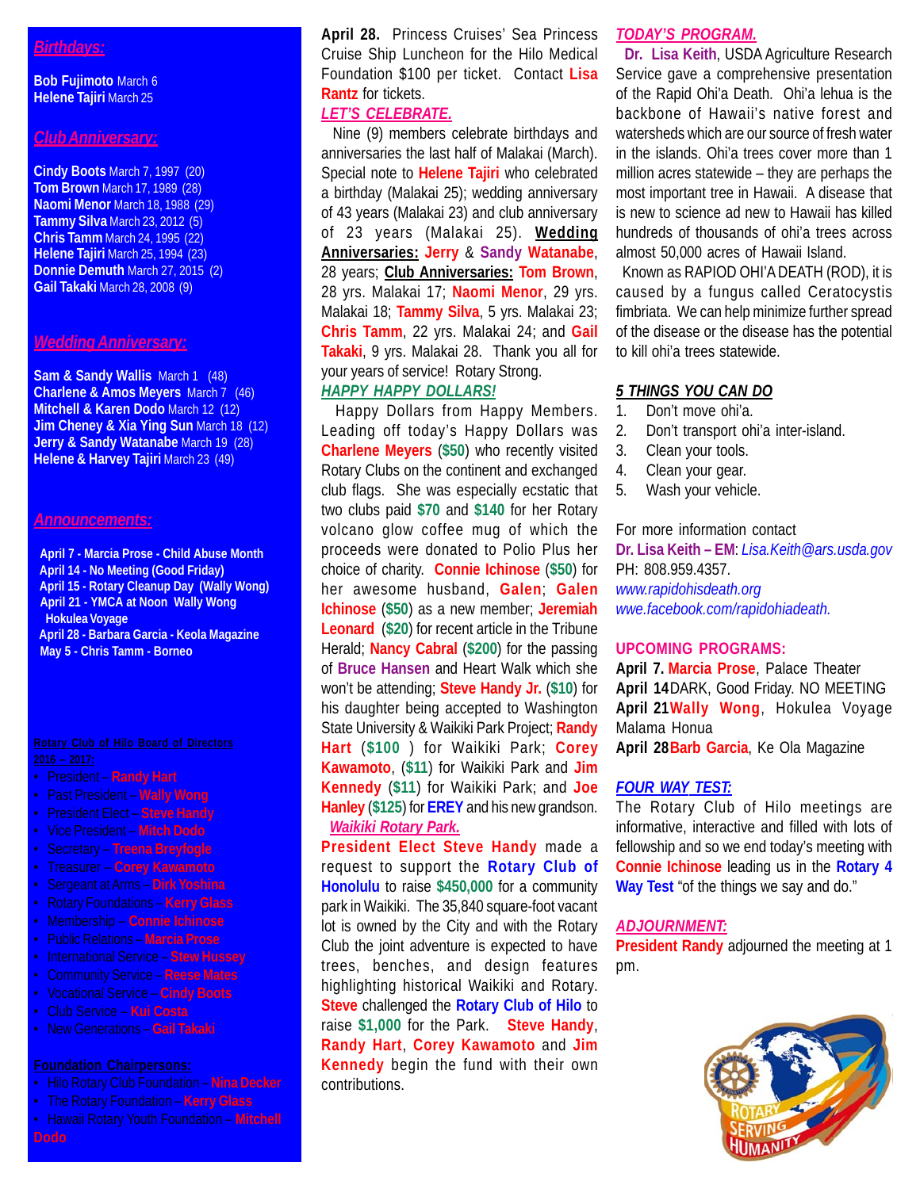## Birthdays:

**Bob Fujimoto** March 6
**Helene Tajiri** March 25

## Club Anniversary:

**Cindy Boots** March 7, 1997 (20)
**Tom Brown** March 17, 1989 (28)
**Naomi Menor** March 18, 1988 (29)
**Tammy Silva** March 23, 2012 (5)
**Chris Tamm** March 24, 1995 (22)
**Helene Tajiri** March 25, 1994 (23)
**Donnie Demuth** March 27, 2015 (2)
**Gail Takaki** March 28, 2008 (9)

## Wedding Anniversary:

**Sam & Sandy Wallis** March 1 (48)
**Charlene & Amos Meyers** March 7 (46)
**Mitchell & Karen Dodo** March 12 (12)
**Jim Cheney & Xia Ying Sun** March 18 (12)
**Jerry & Sandy Watanabe** March 19 (28)
**Helene & Harvey Tajiri** March 23 (49)

## Announcements:

**April 7 - Marcia Prose - Child Abuse Month**
**April 14 - No Meeting (Good Friday)**
**April 15 - Rotary Cleanup Day (Wally Wong)**
**April 21 - YMCA at Noon Wally Wong Hokulea Voyage**
**April 28 - Barbara Garcia - Keola Magazine**
**May 5 - Chris Tamm - Borneo**

**Rotary Club of Hilo Board of Directors 2016 – 2017:**

- President – **Randy Hart**
- Past President – **Wally Wong**
- President Elect – **Steve Handy**
- Vice President – **Mitch Dodo**
- Secretary – **Treena Breyfogle**
- Treasurer – **Corey Kawamoto**
- Sergeant at Arms – **Dirk Yoshina**
- Rotary Foundations – **Kerry Glass**
- Membership – **Connie Ichinose**
- Public Relations – **Marcia Prose**
- International Service – **Stew Hussey**
- Community Service – **Reese Mates**
- Vocational Service – **Cindy Boots**
- Club Service – **Kui Costa**
- New Generations – **Gail Takaki**

**Foundation Chairpersons:**

- Hilo Rotary Club Foundation – **Nina Decker**
- The Rotary Foundation – **Kerry Glass**
- Hawaii Rotary Youth Foundation – **Mitchell Dodo**

**April 28.** Princess Cruises' Sea Princess Cruise Ship Luncheon for the Hilo Medical Foundation $100 per ticket. Contact **Lisa Rantz** for tickets.

## LET'S CELEBRATE.

Nine (9) members celebrate birthdays and anniversaries the last half of Malakai (March). Special note to **Helene Tajiri** who celebrated a birthday (Malakai 25); wedding anniversary of 43 years (Malakai 23) and club anniversary of 23 years (Malakai 25). **Wedding Anniversaries: Jerry** & **Sandy Watanabe**, 28 years; **Club Anniversaries: Tom Brown**, 28 yrs. Malakai 17; **Naomi Menor**, 29 yrs. Malakai 18; **Tammy Silva**, 5 yrs. Malakai 23; **Chris Tamm**, 22 yrs. Malakai 24; and **Gail Takaki**, 9 yrs. Malakai 28. Thank you all for your years of service! Rotary Strong.

## HAPPY HAPPY DOLLARS!

Happy Dollars from Happy Members. Leading off today's Happy Dollars was **Charlene Meyers** (**$50**) who recently visited Rotary Clubs on the continent and exchanged club flags. She was especially ecstatic that two clubs paid **$70** and **$140** for her Rotary volcano glow coffee mug of which the proceeds were donated to Polio Plus her choice of charity. **Connie Ichinose** (**$50**) for her awesome husband, **Galen**; **Galen Ichinose** (**$50**) as a new member; **Jeremiah Leonard** (**$20**) for recent article in the Tribune Herald; **Nancy Cabral** (**$200**) for the passing of **Bruce Hansen** and Heart Walk which she won't be attending; **Steve Handy Jr.** (**$10**) for his daughter being accepted to Washington State University & Waikiki Park Project; **Randy Hart** (**$100** ) for Waikiki Park; **Corey Kawamoto**, (**$11**) for Waikiki Park and **Jim Kennedy** (**$11**) for Waikiki Park; and **Joe Hanley** (**$125**) for **EREY** and his new grandson.

### Waikiki Rotary Park.

**President Elect Steve Handy** made a request to support the **Rotary Club of Honolulu** to raise **$450,000** for a community park in Waikiki. The 35,840 square-foot vacant lot is owned by the City and with the Rotary Club the joint adventure is expected to have trees, benches, and design features highlighting historical Waikiki and Rotary. **Steve** challenged the **Rotary Club of Hilo** to raise **$1,000** for the Park. **Steve Handy**, **Randy Hart**, **Corey Kawamoto** and **Jim Kennedy** begin the fund with their own contributions.

## TODAY'S PROGRAM.

**Dr. Lisa Keith**, USDA Agriculture Research Service gave a comprehensive presentation of the Rapid Ohi'a Death. Ohi'a lehua is the backbone of Hawaii's native forest and watersheds which are our source of fresh water in the islands. Ohi'a trees cover more than 1 million acres statewide – they are perhaps the most important tree in Hawaii. A disease that is new to science ad new to Hawaii has killed hundreds of thousands of ohi'a trees across almost 50,000 acres of Hawaii Island.

Known as RAPIOD OHI'A DEATH (ROD), it is caused by a fungus called Ceratocystis fimbriata. We can help minimize further spread of the disease or the disease has the potential to kill ohi'a trees statewide.

## 5 THINGS YOU CAN DO

1. Don't move ohi'a.
2. Don't transport ohi'a inter-island.
3. Clean your tools.
4. Clean your gear.
5. Wash your vehicle.

For more information contact
**Dr. Lisa Keith – EM**: *Lisa.Keith@ars.usda.gov*
PH: 808.959.4357.
*www.rapidohisdeath.org*
*wwe.facebook.com/rapidohiadeath.*

## UPCOMING PROGRAMS:

**April 7. Marcia Prose**, Palace Theater
**April 14** DARK, Good Friday. NO MEETING
**April 21 Wally Wong**, Hokulea Voyage Malama Honua
**April 28 Barb Garcia**, Ke Ola Magazine

## FOUR WAY TEST:

The Rotary Club of Hilo meetings are informative, interactive and filled with lots of fellowship and so we end today's meeting with **Connie Ichinose** leading us in the **Rotary 4 Way Test** "of the things we say and do."

## ADJOURNMENT:

**President Randy** adjourned the meeting at 1 pm.